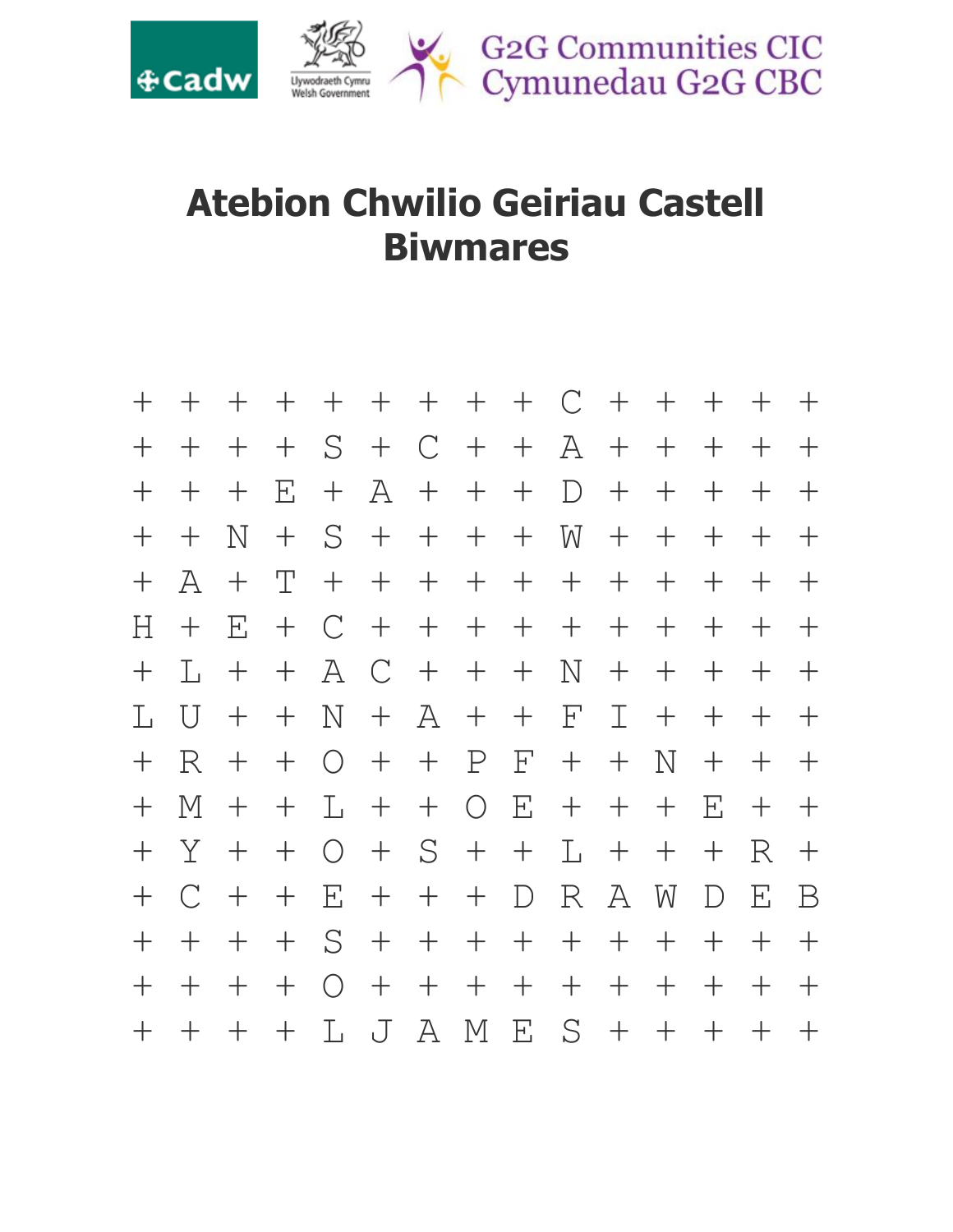# Atebion Chwilio Geiriau Castell Biwmares

```
+ + + + + + + + + C + + + + +
+ + + + S + C + + A + + + + +
+ + + E + A + + + D + + + + +
+ + N + S + + + + W + + + + +
+ A + T + + + + + + + + + + +
H + E + C + + + + + + + + + +
+ L + + A C + + + N + + + + +
L U + + N + A + + F I + + + +
+ R + + O + + P F + + N + + +
+ M + + L + + O E + + + E + +
+ Y + + O + S + + L + + + R +
+ C + + E + + + D R A W D E B
+ + + + S + + + + + + + + + +
+ + + + O + + + + + + + + + +
+ + + + L J A M E S + + + + +
```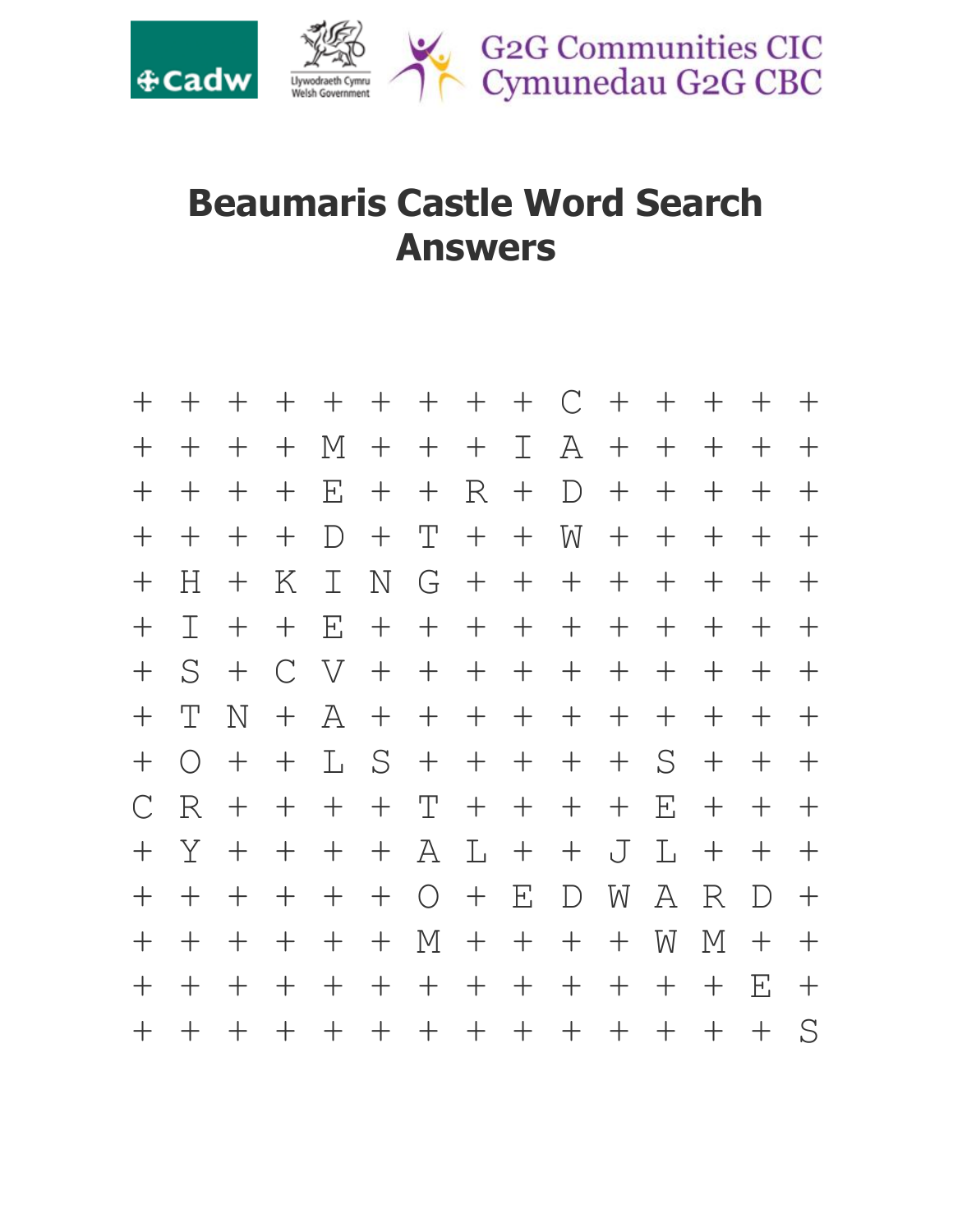# Beaumaris Castle Word Search Answers

```
+ + + + + + + + + C + + + + +
+ + + + M + + + I A + + + + +
+ + + + E + + R + D + + + + +
+ + + + D + T + + W + + + + +
+ H + K I N G + + + + + + + +
+ I + + E + + + + + + + + + +
+ S + C V + + + + + + + + + +
+ T N + A + + + + + + + + + +
+ O + + L S + + + + + S + + +
C R + + + + T + + + + E + + +
+ Y + + + + A L + + J L + + +
+ + + + + + O + E D W A R D +
+ + + + + + M + + + + W M + +
+ + + + + + + + + + + + + E +
+ + + + + + + + + + + + + + S
```